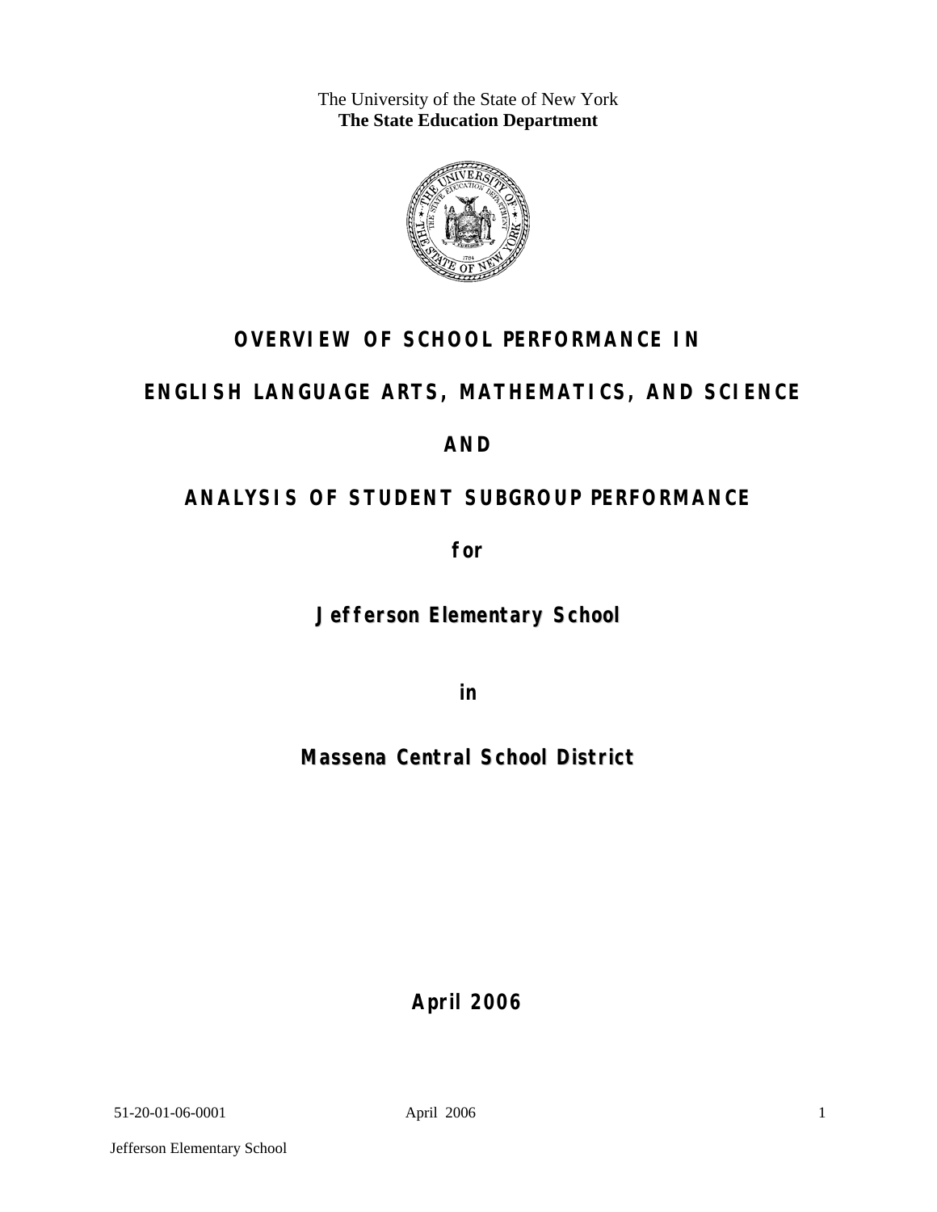The University of the State of New York
**The State Education Department**

# OVERVIEW OF SCHOOL PERFORMANCE IN

# ENGLISH LANGUAGE ARTS, MATHEMATICS, AND SCIENCE

# AND

# ANALYSIS OF STUDENT SUBGROUP PERFORMANCE

**for**

## Jefferson Elementary School

**in**

## Massena Central School District

**April 2006**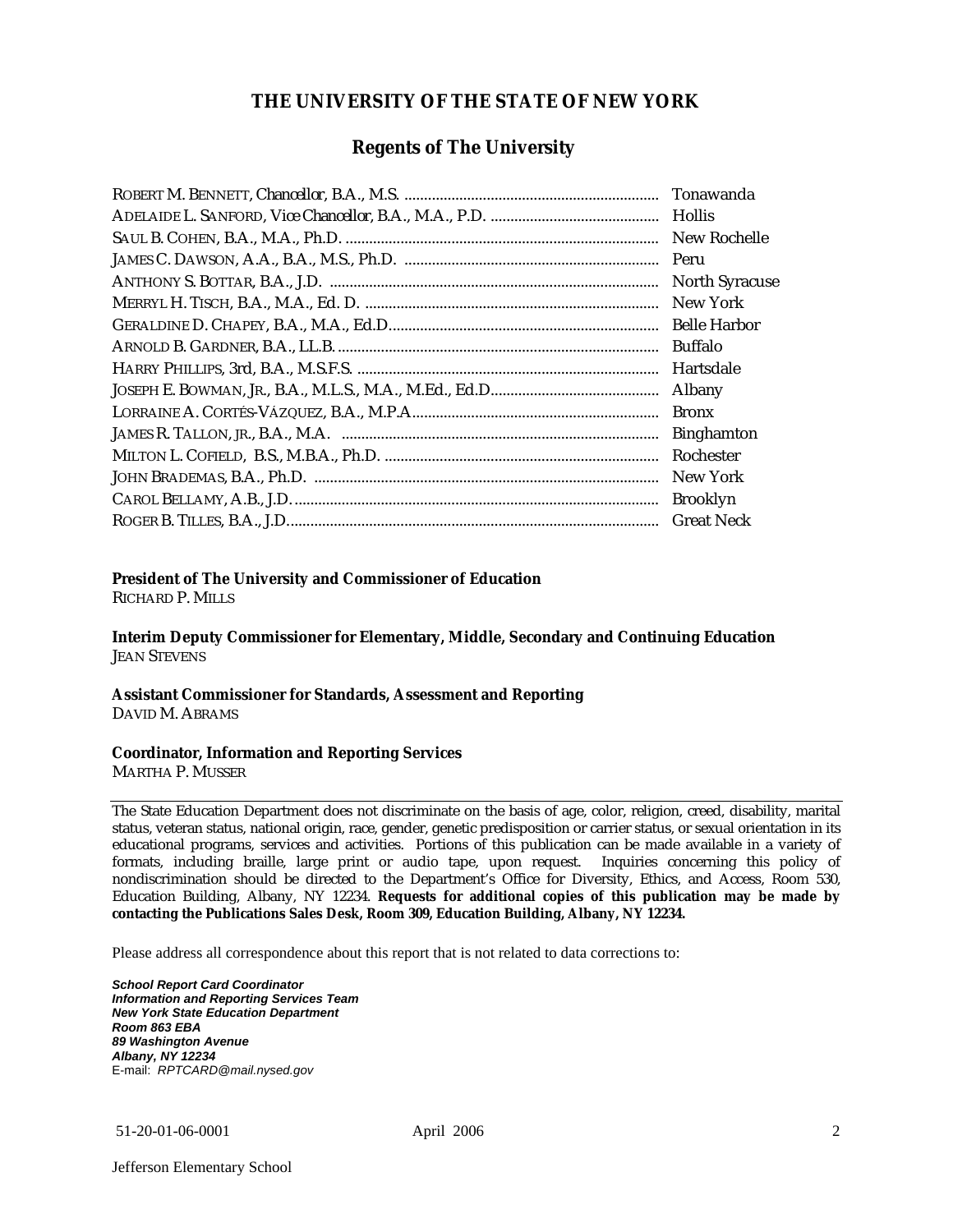# THE UNIVERSITY OF THE STATE OF NEW YORK

## Regents of The University

| | |
|---|---|
| ROBERT M. BENNETT, *Chancellor*, B.A., M.S. | Tonawanda |
| ADELAIDE L. SANFORD, *Vice Chancellor*, B.A., M.A., P.D. | Hollis |
| SAUL B. COHEN, B.A., M.A., Ph.D. | New Rochelle |
| JAMES C. DAWSON, A.A., B.A., M.S., Ph.D. | Peru |
| ANTHONY S. BOTTAR, B.A., J.D. | North Syracuse |
| MERRYL H. TISCH, B.A., M.A., Ed. D. | New York |
| GERALDINE D. CHAPEY, B.A., M.A., Ed.D. | Belle Harbor |
| ARNOLD B. GARDNER, B.A., LL.B. | Buffalo |
| HARRY PHILLIPS, 3rd, B.A., M.S.F.S. | Hartsdale |
| JOSEPH E. BOWMAN, JR., B.A., M.L.S., M.A., M.Ed., Ed.D. | Albany |
| LORRAINE A. CORTÉS-VÁZQUEZ, B.A., M.P.A. | Bronx |
| JAMES R. TALLON, JR., B.A., M.A. | Binghamton |
| MILTON L. COFIELD, B.S., M.B.A., Ph.D. | Rochester |
| JOHN BRADEMAS, B.A., Ph.D. | New York |
| CAROL BELLAMY, A.B., J.D. | Brooklyn |
| ROGER B. TILLES, B.A., J.D. | Great Neck |

**President of The University and Commissioner of Education**
RICHARD P. MILLS

**Interim Deputy Commissioner for Elementary, Middle, Secondary and Continuing Education**
JEAN STEVENS

**Assistant Commissioner for Standards, Assessment and Reporting**
DAVID M. ABRAMS

**Coordinator, Information and Reporting Services**
MARTHA P. MUSSER

---

The State Education Department does not discriminate on the basis of age, color, religion, creed, disability, marital status, veteran status, national origin, race, gender, genetic predisposition or carrier status, or sexual orientation in its educational programs, services and activities. Portions of this publication can be made available in a variety of formats, including braille, large print or audio tape, upon request. Inquiries concerning this policy of nondiscrimination should be directed to the Department's Office for Diversity, Ethics, and Access, Room 530, Education Building, Albany, NY 12234. **Requests for additional copies of this publication may be made by contacting the Publications Sales Desk, Room 309, Education Building, Albany, NY 12234.**

Please address all correspondence about this report that is not related to data corrections to:

***School Report Card Coordinator***
***Information and Reporting Services Team***
***New York State Education Department***
***Room 863 EBA***
***89 Washington Avenue***
***Albany, NY 12234***
E-mail: *RPTCARD@mail.nysed.gov*

51-20-01-06-0001 April 2006

Jefferson Elementary School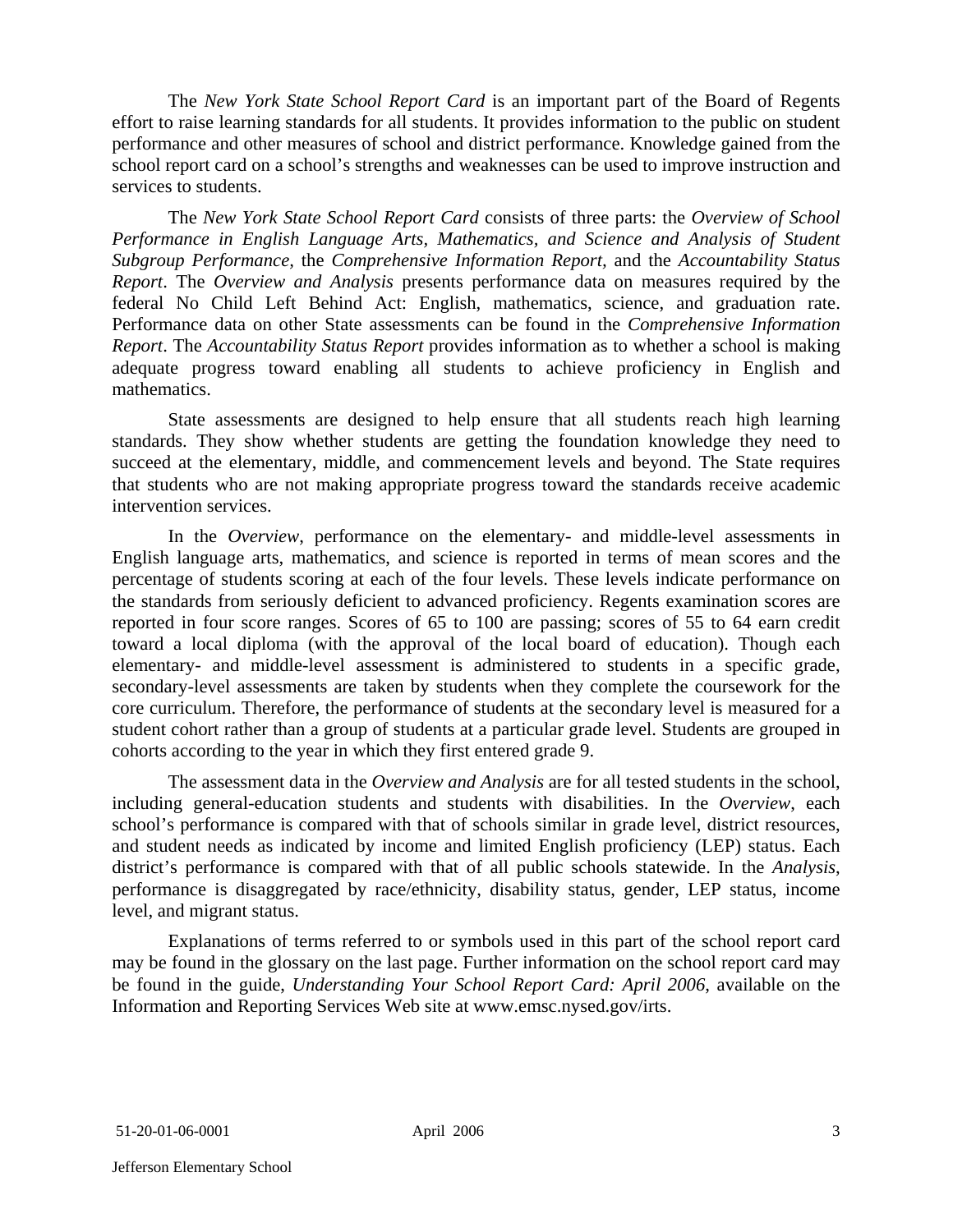The *New York State School Report Card* is an important part of the Board of Regents effort to raise learning standards for all students. It provides information to the public on student performance and other measures of school and district performance. Knowledge gained from the school report card on a school's strengths and weaknesses can be used to improve instruction and services to students.

The *New York State School Report Card* consists of three parts: the *Overview of School Performance in English Language Arts, Mathematics, and Science and Analysis of Student Subgroup Performance,* the *Comprehensive Information Report,* and the *Accountability Status Report*. The *Overview and Analysis* presents performance data on measures required by the federal No Child Left Behind Act: English, mathematics, science, and graduation rate. Performance data on other State assessments can be found in the *Comprehensive Information Report*. The *Accountability Status Report* provides information as to whether a school is making adequate progress toward enabling all students to achieve proficiency in English and mathematics.

State assessments are designed to help ensure that all students reach high learning standards. They show whether students are getting the foundation knowledge they need to succeed at the elementary, middle, and commencement levels and beyond. The State requires that students who are not making appropriate progress toward the standards receive academic intervention services.

In the *Overview*, performance on the elementary- and middle-level assessments in English language arts, mathematics, and science is reported in terms of mean scores and the percentage of students scoring at each of the four levels. These levels indicate performance on the standards from seriously deficient to advanced proficiency. Regents examination scores are reported in four score ranges. Scores of 65 to 100 are passing; scores of 55 to 64 earn credit toward a local diploma (with the approval of the local board of education). Though each elementary- and middle-level assessment is administered to students in a specific grade, secondary-level assessments are taken by students when they complete the coursework for the core curriculum. Therefore, the performance of students at the secondary level is measured for a student cohort rather than a group of students at a particular grade level. Students are grouped in cohorts according to the year in which they first entered grade 9.

The assessment data in the *Overview and Analysis* are for all tested students in the school, including general-education students and students with disabilities. In the *Overview*, each school's performance is compared with that of schools similar in grade level, district resources, and student needs as indicated by income and limited English proficiency (LEP) status. Each district's performance is compared with that of all public schools statewide. In the *Analysis*, performance is disaggregated by race/ethnicity, disability status, gender, LEP status, income level, and migrant status.

Explanations of terms referred to or symbols used in this part of the school report card may be found in the glossary on the last page. Further information on the school report card may be found in the guide, *Understanding Your School Report Card: April 2006*, available on the Information and Reporting Services Web site at www.emsc.nysed.gov/irts.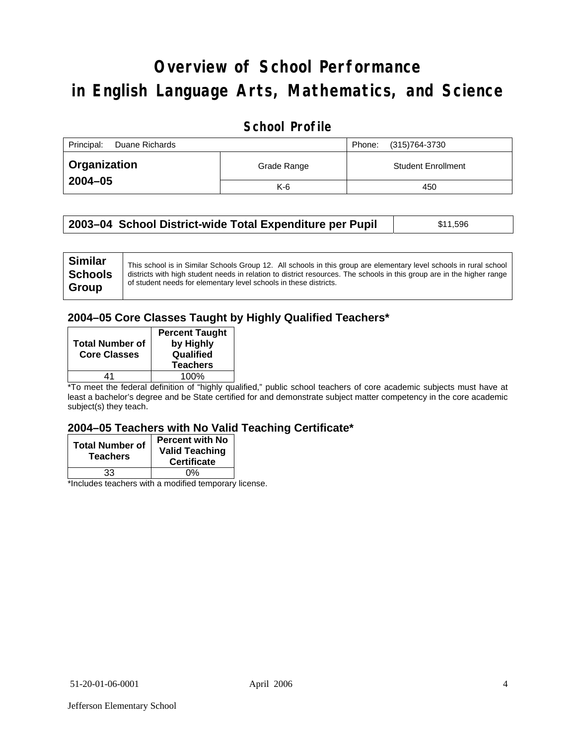# Overview of School Performance in English Language Arts, Mathematics, and Science

## School Profile

| Principal: Duane Richards | | Phone: (315)764-3730 |
|---|---|---|
| **Organization 2004–05** | Grade Range | Student Enrollment |
| | K-6 | 450 |

| **2003–04 School District-wide Total Expenditure per Pupil** | $11,596 |
|---|---|

| **Similar Schools Group** | This school is in Similar Schools Group 12. All schools in this group are elementary level schools in rural school districts with high student needs in relation to district resources. The schools in this group are in the higher range of student needs for elementary level schools in these districts. |
|---|---|

### 2004–05 Core Classes Taught by Highly Qualified Teachers*

| Total Number of Core Classes | Percent Taught by Highly Qualified Teachers |
|---|---|
| 41 | 100% |

*To meet the federal definition of "highly qualified," public school teachers of core academic subjects must have at least a bachelor's degree and be State certified for and demonstrate subject matter competency in the core academic subject(s) they teach.

### 2004–05 Teachers with No Valid Teaching Certificate*

| Total Number of Teachers | Percent with No Valid Teaching Certificate |
|---|---|
| 33 | 0% |

*Includes teachers with a modified temporary license.

51-20-01-06-0001 April 2006

Jefferson Elementary School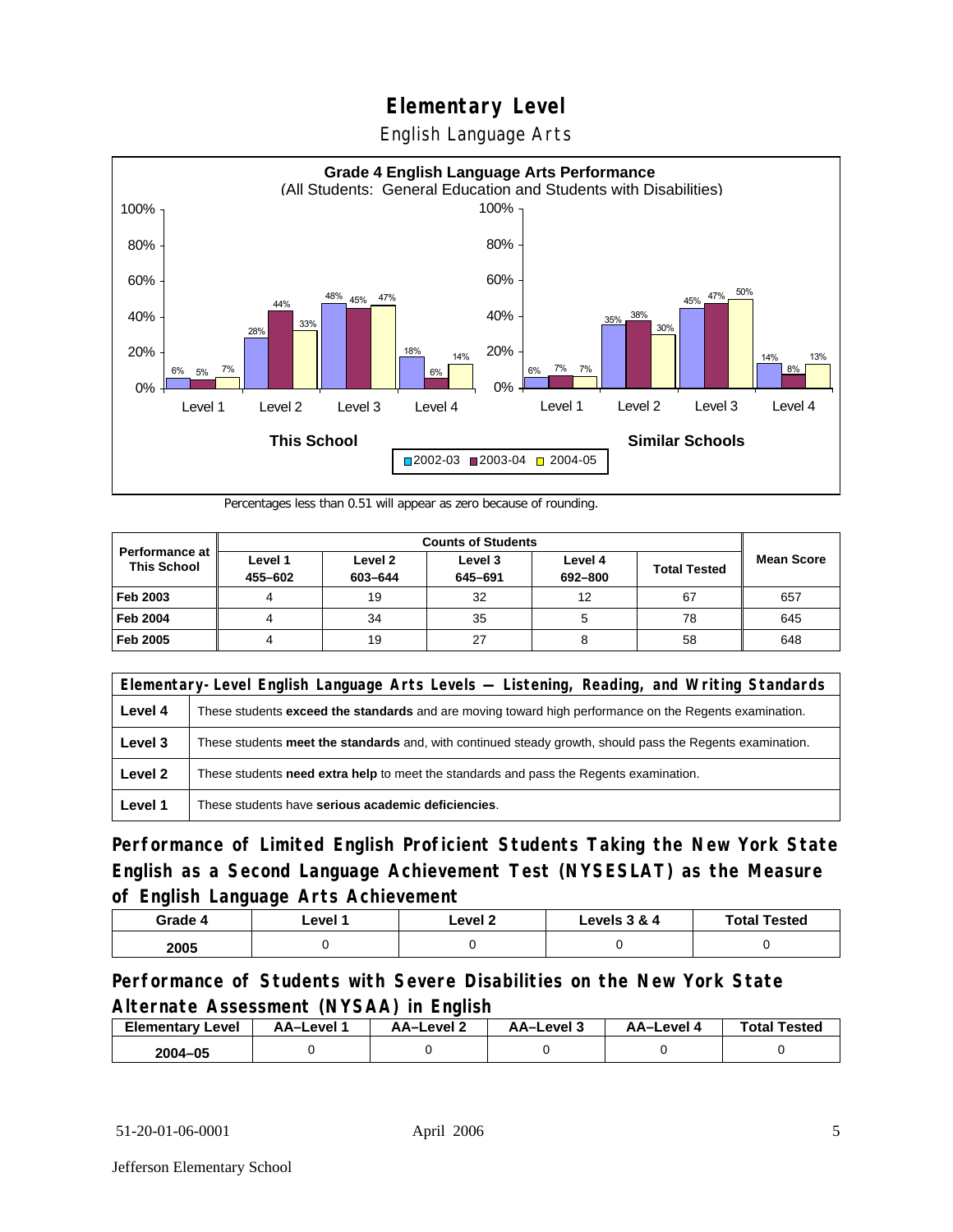# Elementary Level

English Language Arts

**Grade 4 English Language Arts Performance**
(All Students: General Education and Students with Disabilities)

| This School | 2002-03 | 2003-04 | 2004-05 |
|---|---|---|---|
| Level 1 | 6% | 5% | 7% |
| Level 2 | 28% | 44% | 33% |
| Level 3 | 48% | 45% | 47% |
| Level 4 | 18% | 6% | 14% |

| Similar Schools | 2002-03 | 2003-04 | 2004-05 |
|---|---|---|---|
| Level 1 | 6% | 7% | 7% |
| Level 2 | 35% | 38% | 30% |
| Level 3 | 45% | 47% | 50% |
| Level 4 | 14% | 8% | 13% |

Percentages less than 0.51 will appear as zero because of rounding.

| Performance at This School | Counts of Students | | | | | Mean Score |
|---|---|---|---|---|---|---|
| | Level 1 455–602 | Level 2 603–644 | Level 3 645–691 | Level 4 692–800 | Total Tested | |
| Feb 2003 | 4 | 19 | 32 | 12 | 67 | 657 |
| Feb 2004 | 4 | 34 | 35 | 5 | 78 | 645 |
| Feb 2005 | 4 | 19 | 27 | 8 | 58 | 648 |

| Elementary-Level English Language Arts Levels — Listening, Reading, and Writing Standards | |
|---|---|
| Level 4 | These students **exceed the standards** and are moving toward high performance on the Regents examination. |
| Level 3 | These students **meet the standards** and, with continued steady growth, should pass the Regents examination. |
| Level 2 | These students **need extra help** to meet the standards and pass the Regents examination. |
| Level 1 | These students have **serious academic deficiencies**. |

## Performance of Limited English Proficient Students Taking the New York State English as a Second Language Achievement Test (NYSESLAT) as the Measure of English Language Arts Achievement

| Grade 4 | Level 1 | Level 2 | Levels 3 & 4 | Total Tested |
|---|---|---|---|---|
| 2005 | 0 | 0 | 0 | 0 |

## Performance of Students with Severe Disabilities on the New York State Alternate Assessment (NYSAA) in English

| Elementary Level | AA–Level 1 | AA–Level 2 | AA–Level 3 | AA–Level 4 | Total Tested |
|---|---|---|---|---|---|
| 2004–05 | 0 | 0 | 0 | 0 | 0 |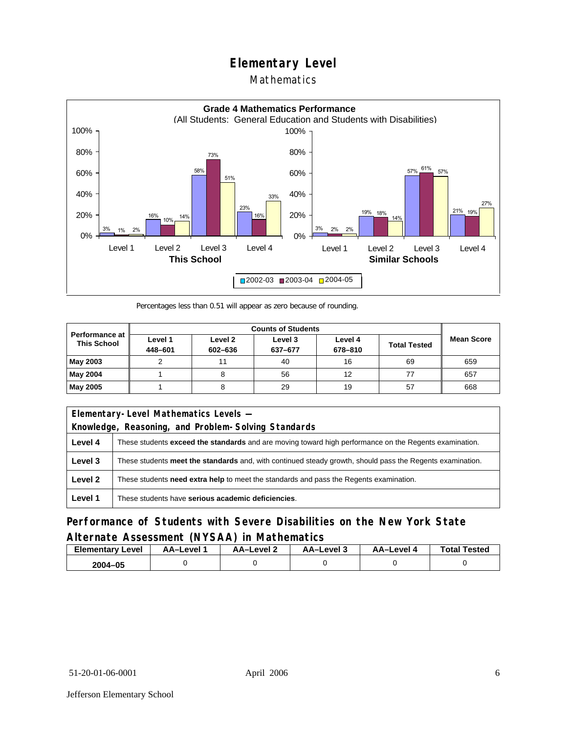# Elementary Level

## Mathematics

**Grade 4 Mathematics Performance**
(All Students: General Education and Students with Disabilities)

| | Level 1 | Level 2 | Level 3 | Level 4 |
|---|---|---|---|---|
| **This School** 2002-03 | 3% | 16% | 58% | 23% |
| **This School** 2003-04 | 1% | 10% | 73% | 16% |
| **This School** 2004-05 | 2% | 14% | 51% | 33% |
| **Similar Schools** 2002-03 | 3% | 19% | 57% | 21% |
| **Similar Schools** 2003-04 | 2% | 18% | 61% | 19% |
| **Similar Schools** 2004-05 | 2% | 14% | 57% | 27% |

Percentages less than 0.51 will appear as zero because of rounding.

| Performance at This School | Counts of Students | | | | | Mean Score |
|---|---|---|---|---|---|---|
| | Level 1 448–601 | Level 2 602–636 | Level 3 637–677 | Level 4 678–810 | Total Tested | |
| **May 2003** | 2 | 11 | 40 | 16 | 69 | 659 |
| **May 2004** | 1 | 8 | 56 | 12 | 77 | 657 |
| **May 2005** | 1 | 8 | 29 | 19 | 57 | 668 |

| Elementary-Level Mathematics Levels — Knowledge, Reasoning, and Problem-Solving Standards | |
|---|---|
| **Level 4** | These students **exceed the standards** and are moving toward high performance on the Regents examination. |
| **Level 3** | These students **meet the standards** and, with continued steady growth, should pass the Regents examination. |
| **Level 2** | These students **need extra help** to meet the standards and pass the Regents examination. |
| **Level 1** | These students have **serious academic deficiencies**. |

## Performance of Students with Severe Disabilities on the New York State Alternate Assessment (NYSAA) in Mathematics

| Elementary Level | AA–Level 1 | AA–Level 2 | AA–Level 3 | AA–Level 4 | Total Tested |
|---|---|---|---|---|---|
| **2004–05** | 0 | 0 | 0 | 0 | 0 |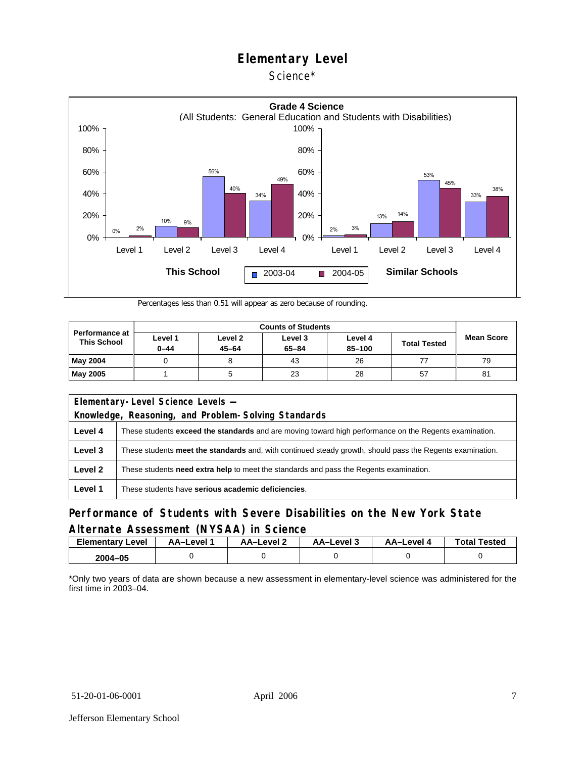# Elementary Level

Science*

**Grade 4 Science**
(All Students: General Education and Students with Disabilities)

| | This School 2003-04 | This School 2004-05 | Similar Schools 2003-04 | Similar Schools 2004-05 |
|---|---|---|---|---|
| Level 1 | 0% | 2% | 2% | 3% |
| Level 2 | 10% | 9% | 13% | 14% |
| Level 3 | 56% | 40% | 53% | 45% |
| Level 4 | 34% | 49% | 33% | 38% |

Percentages less than 0.51 will appear as zero because of rounding.

| Performance at This School | Counts of Students | | | | | Mean Score |
|---|---|---|---|---|---|---|
| | Level 1 0–44 | Level 2 45–64 | Level 3 65–84 | Level 4 85–100 | Total Tested | |
| **May 2004** | 0 | 8 | 43 | 26 | 77 | 79 |
| **May 2005** | 1 | 5 | 23 | 28 | 57 | 81 |

| Elementary-Level Science Levels — Knowledge, Reasoning, and Problem-Solving Standards | |
|---|---|
| **Level 4** | These students **exceed the standards** and are moving toward high performance on the Regents examination. |
| **Level 3** | These students **meet the standards** and, with continued steady growth, should pass the Regents examination. |
| **Level 2** | These students **need extra help** to meet the standards and pass the Regents examination. |
| **Level 1** | These students have **serious academic deficiencies**. |

## Performance of Students with Severe Disabilities on the New York State Alternate Assessment (NYSAA) in Science

| Elementary Level | AA–Level 1 | AA–Level 2 | AA–Level 3 | AA–Level 4 | Total Tested |
|---|---|---|---|---|---|
| 2004–05 | 0 | 0 | 0 | 0 | 0 |

*Only two years of data are shown because a new assessment in elementary-level science was administered for the first time in 2003–04.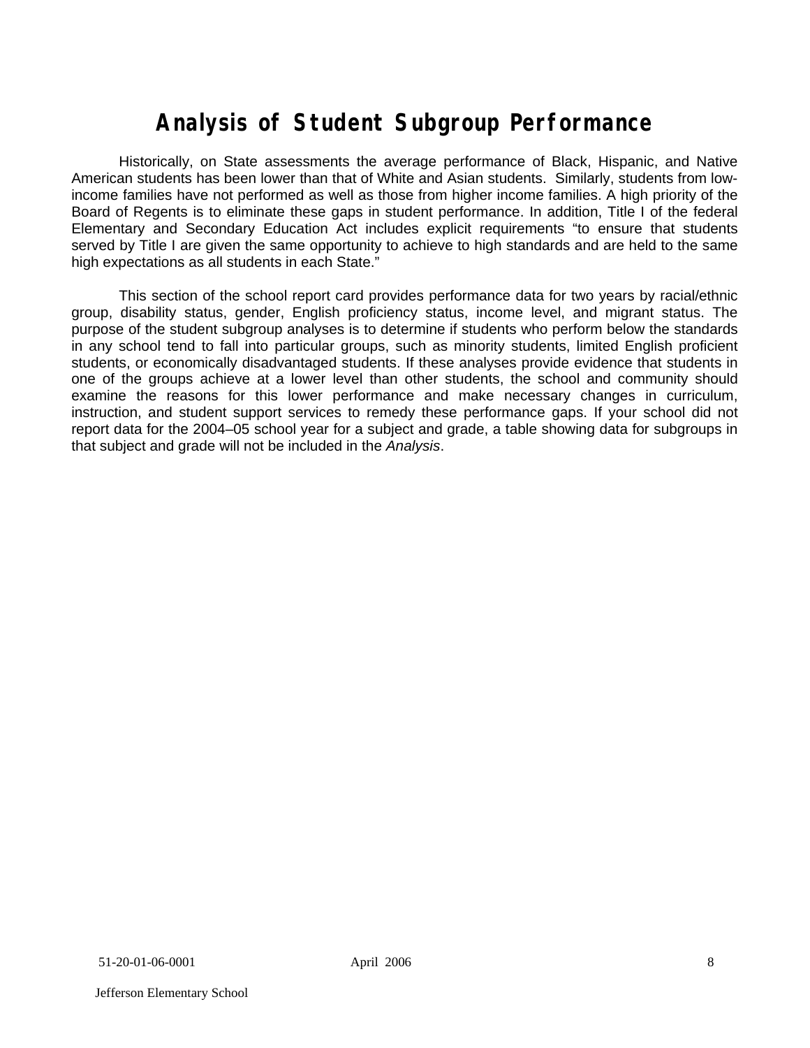# Analysis of Student Subgroup Performance

Historically, on State assessments the average performance of Black, Hispanic, and Native American students has been lower than that of White and Asian students. Similarly, students from low-income families have not performed as well as those from higher income families. A high priority of the Board of Regents is to eliminate these gaps in student performance. In addition, Title I of the federal Elementary and Secondary Education Act includes explicit requirements "to ensure that students served by Title I are given the same opportunity to achieve to high standards and are held to the same high expectations as all students in each State."

This section of the school report card provides performance data for two years by racial/ethnic group, disability status, gender, English proficiency status, income level, and migrant status. The purpose of the student subgroup analyses is to determine if students who perform below the standards in any school tend to fall into particular groups, such as minority students, limited English proficient students, or economically disadvantaged students. If these analyses provide evidence that students in one of the groups achieve at a lower level than other students, the school and community should examine the reasons for this lower performance and make necessary changes in curriculum, instruction, and student support services to remedy these performance gaps. If your school did not report data for the 2004–05 school year for a subject and grade, a table showing data for subgroups in that subject and grade will not be included in the *Analysis*.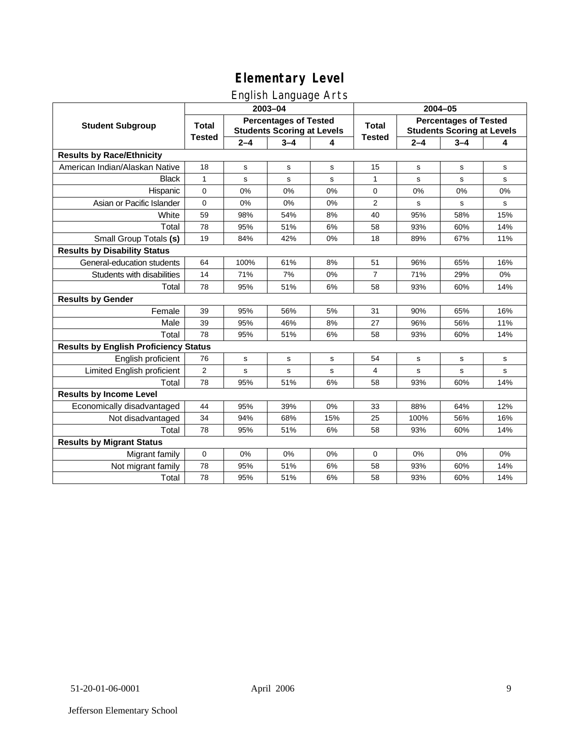# Elementary Level

## English Language Arts

| Student Subgroup | 2003–04 | | | | 2004–05 | | | |
|---|---|---|---|---|---|---|---|---|
| | Total Tested | Percentages of Tested Students Scoring at Levels | | | Total Tested | Percentages of Tested Students Scoring at Levels | | |
| | | 2–4 | 3–4 | 4 | | 2–4 | 3–4 | 4 |
| **Results by Race/Ethnicity** | | | | | | | | |
| American Indian/Alaskan Native | 18 | s | s | s | 15 | s | s | s |
| Black | 1 | s | s | s | 1 | s | s | s |
| Hispanic | 0 | 0% | 0% | 0% | 0 | 0% | 0% | 0% |
| Asian or Pacific Islander | 0 | 0% | 0% | 0% | 2 | s | s | s |
| White | 59 | 98% | 54% | 8% | 40 | 95% | 58% | 15% |
| Total | 78 | 95% | 51% | 6% | 58 | 93% | 60% | 14% |
| Small Group Totals **(s)** | 19 | 84% | 42% | 0% | 18 | 89% | 67% | 11% |
| **Results by Disability Status** | | | | | | | | |
| General-education students | 64 | 100% | 61% | 8% | 51 | 96% | 65% | 16% |
| Students with disabilities | 14 | 71% | 7% | 0% | 7 | 71% | 29% | 0% |
| Total | 78 | 95% | 51% | 6% | 58 | 93% | 60% | 14% |
| **Results by Gender** | | | | | | | | |
| Female | 39 | 95% | 56% | 5% | 31 | 90% | 65% | 16% |
| Male | 39 | 95% | 46% | 8% | 27 | 96% | 56% | 11% |
| Total | 78 | 95% | 51% | 6% | 58 | 93% | 60% | 14% |
| **Results by English Proficiency Status** | | | | | | | | |
| English proficient | 76 | s | s | s | 54 | s | s | s |
| Limited English proficient | 2 | s | s | s | 4 | s | s | s |
| Total | 78 | 95% | 51% | 6% | 58 | 93% | 60% | 14% |
| **Results by Income Level** | | | | | | | | |
| Economically disadvantaged | 44 | 95% | 39% | 0% | 33 | 88% | 64% | 12% |
| Not disadvantaged | 34 | 94% | 68% | 15% | 25 | 100% | 56% | 16% |
| Total | 78 | 95% | 51% | 6% | 58 | 93% | 60% | 14% |
| **Results by Migrant Status** | | | | | | | | |
| Migrant family | 0 | 0% | 0% | 0% | 0 | 0% | 0% | 0% |
| Not migrant family | 78 | 95% | 51% | 6% | 58 | 93% | 60% | 14% |
| Total | 78 | 95% | 51% | 6% | 58 | 93% | 60% | 14% |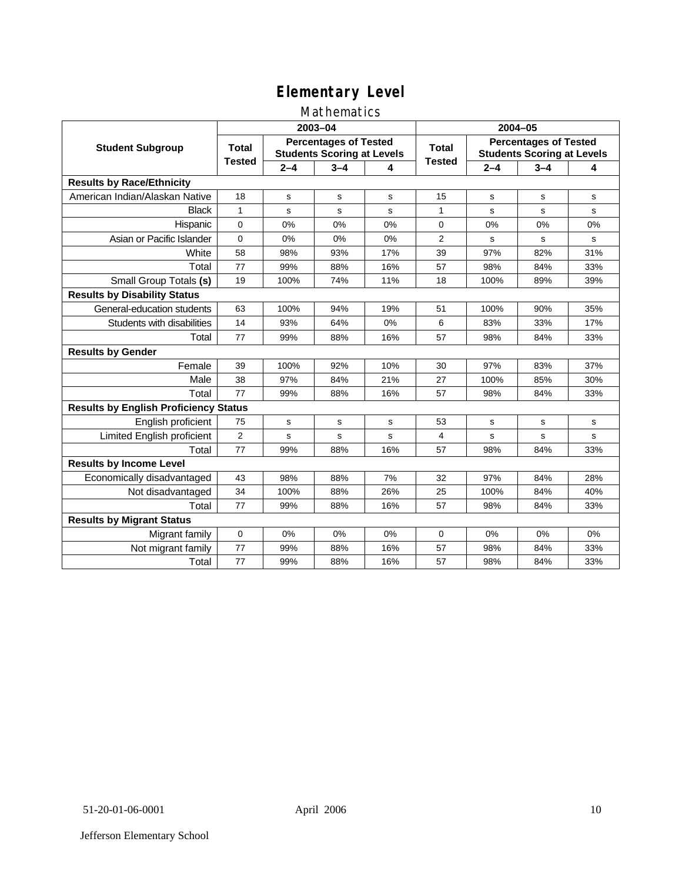# Elementary Level

## Mathematics

| Student Subgroup | 2003–04 | | | | 2004–05 | | | |
|---|---|---|---|---|---|---|---|---|
| | Total Tested | Percentages of Tested Students Scoring at Levels | | | Total Tested | Percentages of Tested Students Scoring at Levels | | |
| | | 2–4 | 3–4 | 4 | | 2–4 | 3–4 | 4 |
| **Results by Race/Ethnicity** | | | | | | | | |
| American Indian/Alaskan Native | 18 | s | s | s | 15 | s | s | s |
| Black | 1 | s | s | s | 1 | s | s | s |
| Hispanic | 0 | 0% | 0% | 0% | 0 | 0% | 0% | 0% |
| Asian or Pacific Islander | 0 | 0% | 0% | 0% | 2 | s | s | s |
| White | 58 | 98% | 93% | 17% | 39 | 97% | 82% | 31% |
| Total | 77 | 99% | 88% | 16% | 57 | 98% | 84% | 33% |
| Small Group Totals **(s)** | 19 | 100% | 74% | 11% | 18 | 100% | 89% | 39% |
| **Results by Disability Status** | | | | | | | | |
| General-education students | 63 | 100% | 94% | 19% | 51 | 100% | 90% | 35% |
| Students with disabilities | 14 | 93% | 64% | 0% | 6 | 83% | 33% | 17% |
| Total | 77 | 99% | 88% | 16% | 57 | 98% | 84% | 33% |
| **Results by Gender** | | | | | | | | |
| Female | 39 | 100% | 92% | 10% | 30 | 97% | 83% | 37% |
| Male | 38 | 97% | 84% | 21% | 27 | 100% | 85% | 30% |
| Total | 77 | 99% | 88% | 16% | 57 | 98% | 84% | 33% |
| **Results by English Proficiency Status** | | | | | | | | |
| English proficient | 75 | s | s | s | 53 | s | s | s |
| Limited English proficient | 2 | s | s | s | 4 | s | s | s |
| Total | 77 | 99% | 88% | 16% | 57 | 98% | 84% | 33% |
| **Results by Income Level** | | | | | | | | |
| Economically disadvantaged | 43 | 98% | 88% | 7% | 32 | 97% | 84% | 28% |
| Not disadvantaged | 34 | 100% | 88% | 26% | 25 | 100% | 84% | 40% |
| Total | 77 | 99% | 88% | 16% | 57 | 98% | 84% | 33% |
| **Results by Migrant Status** | | | | | | | | |
| Migrant family | 0 | 0% | 0% | 0% | 0 | 0% | 0% | 0% |
| Not migrant family | 77 | 99% | 88% | 16% | 57 | 98% | 84% | 33% |
| Total | 77 | 99% | 88% | 16% | 57 | 98% | 84% | 33% |

51-20-01-06-0001 April 2006

Jefferson Elementary School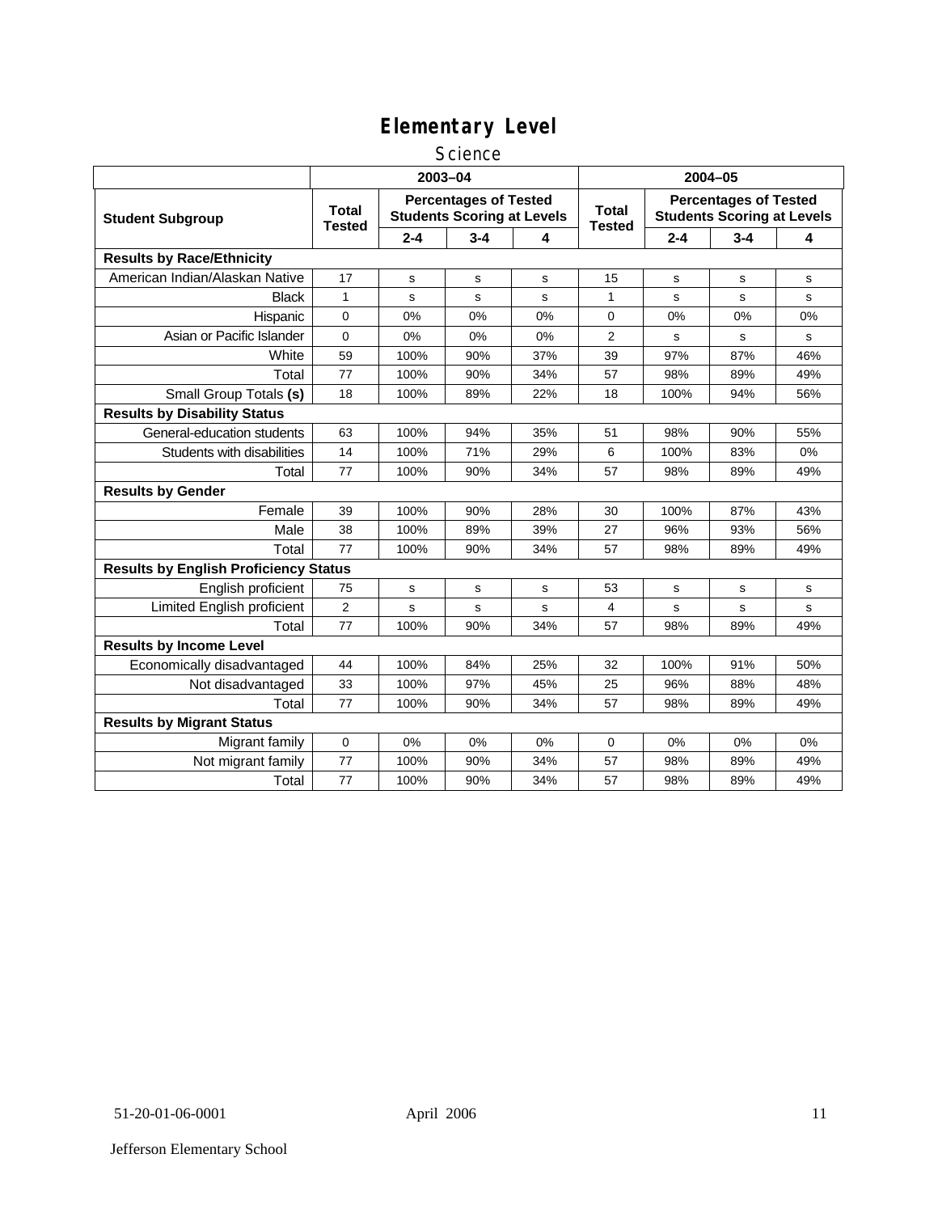# Elementary Level

## Science

| Student Subgroup | 2003–04 | | | | 2004–05 | | | |
|---|---|---|---|---|---|---|---|---|
| | Total Tested | Percentages of Tested Students Scoring at Levels | | | Total Tested | Percentages of Tested Students Scoring at Levels | | |
| | | 2-4 | 3-4 | 4 | | 2-4 | 3-4 | 4 |
| **Results by Race/Ethnicity** | | | | | | | | |
| American Indian/Alaskan Native | 17 | s | s | s | 15 | s | s | s |
| Black | 1 | s | s | s | 1 | s | s | s |
| Hispanic | 0 | 0% | 0% | 0% | 0 | 0% | 0% | 0% |
| Asian or Pacific Islander | 0 | 0% | 0% | 0% | 2 | s | s | s |
| White | 59 | 100% | 90% | 37% | 39 | 97% | 87% | 46% |
| Total | 77 | 100% | 90% | 34% | 57 | 98% | 89% | 49% |
| Small Group Totals **(s)** | 18 | 100% | 89% | 22% | 18 | 100% | 94% | 56% |
| **Results by Disability Status** | | | | | | | | |
| General-education students | 63 | 100% | 94% | 35% | 51 | 98% | 90% | 55% |
| Students with disabilities | 14 | 100% | 71% | 29% | 6 | 100% | 83% | 0% |
| Total | 77 | 100% | 90% | 34% | 57 | 98% | 89% | 49% |
| **Results by Gender** | | | | | | | | |
| Female | 39 | 100% | 90% | 28% | 30 | 100% | 87% | 43% |
| Male | 38 | 100% | 89% | 39% | 27 | 96% | 93% | 56% |
| Total | 77 | 100% | 90% | 34% | 57 | 98% | 89% | 49% |
| **Results by English Proficiency Status** | | | | | | | | |
| English proficient | 75 | s | s | s | 53 | s | s | s |
| Limited English proficient | 2 | s | s | s | 4 | s | s | s |
| Total | 77 | 100% | 90% | 34% | 57 | 98% | 89% | 49% |
| **Results by Income Level** | | | | | | | | |
| Economically disadvantaged | 44 | 100% | 84% | 25% | 32 | 100% | 91% | 50% |
| Not disadvantaged | 33 | 100% | 97% | 45% | 25 | 96% | 88% | 48% |
| Total | 77 | 100% | 90% | 34% | 57 | 98% | 89% | 49% |
| **Results by Migrant Status** | | | | | | | | |
| Migrant family | 0 | 0% | 0% | 0% | 0 | 0% | 0% | 0% |
| Not migrant family | 77 | 100% | 90% | 34% | 57 | 98% | 89% | 49% |
| Total | 77 | 100% | 90% | 34% | 57 | 98% | 89% | 49% |

51-20-01-06-0001 April 2006

Jefferson Elementary School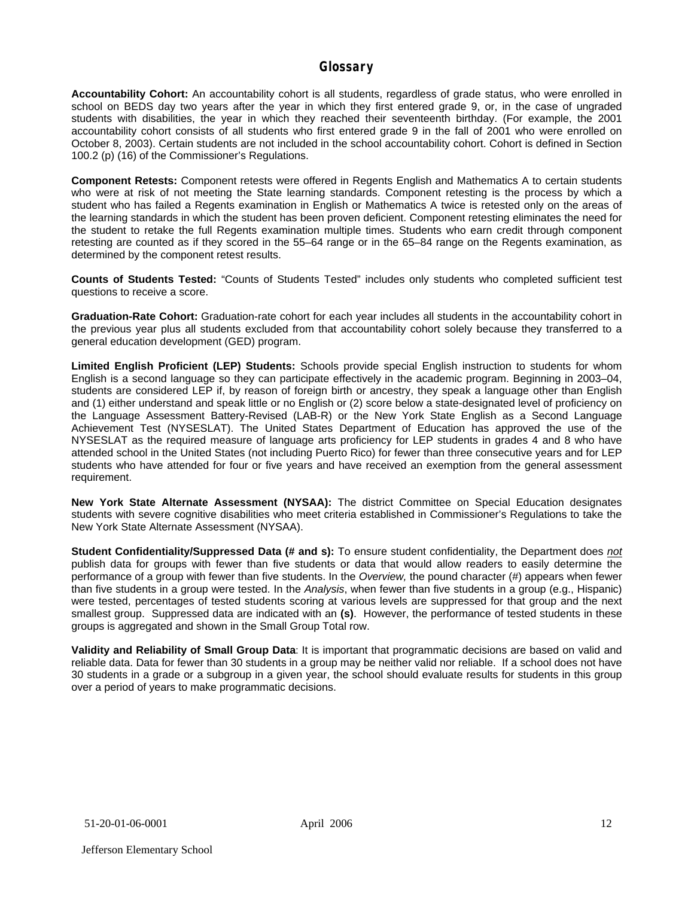# Glossary

**Accountability Cohort:** An accountability cohort is all students, regardless of grade status, who were enrolled in school on BEDS day two years after the year in which they first entered grade 9, or, in the case of ungraded students with disabilities, the year in which they reached their seventeenth birthday. (For example, the 2001 accountability cohort consists of all students who first entered grade 9 in the fall of 2001 who were enrolled on October 8, 2003). Certain students are not included in the school accountability cohort. Cohort is defined in Section 100.2 (p) (16) of the Commissioner's Regulations.

**Component Retests:** Component retests were offered in Regents English and Mathematics A to certain students who were at risk of not meeting the State learning standards. Component retesting is the process by which a student who has failed a Regents examination in English or Mathematics A twice is retested only on the areas of the learning standards in which the student has been proven deficient. Component retesting eliminates the need for the student to retake the full Regents examination multiple times. Students who earn credit through component retesting are counted as if they scored in the 55–64 range or in the 65–84 range on the Regents examination, as determined by the component retest results.

**Counts of Students Tested:** "Counts of Students Tested" includes only students who completed sufficient test questions to receive a score.

**Graduation-Rate Cohort:** Graduation-rate cohort for each year includes all students in the accountability cohort in the previous year plus all students excluded from that accountability cohort solely because they transferred to a general education development (GED) program.

**Limited English Proficient (LEP) Students:** Schools provide special English instruction to students for whom English is a second language so they can participate effectively in the academic program. Beginning in 2003–04, students are considered LEP if, by reason of foreign birth or ancestry, they speak a language other than English and (1) either understand and speak little or no English or (2) score below a state-designated level of proficiency on the Language Assessment Battery-Revised (LAB-R) or the New York State English as a Second Language Achievement Test (NYSESLAT). The United States Department of Education has approved the use of the NYSESLAT as the required measure of language arts proficiency for LEP students in grades 4 and 8 who have attended school in the United States (not including Puerto Rico) for fewer than three consecutive years and for LEP students who have attended for four or five years and have received an exemption from the general assessment requirement.

**New York State Alternate Assessment (NYSAA):** The district Committee on Special Education designates students with severe cognitive disabilities who meet criteria established in Commissioner's Regulations to take the New York State Alternate Assessment (NYSAA).

**Student Confidentiality/Suppressed Data (# and s):** To ensure student confidentiality, the Department does *not* publish data for groups with fewer than five students or data that would allow readers to easily determine the performance of a group with fewer than five students. In the *Overview,* the pound character (#) appears when fewer than five students in a group were tested. In the *Analysis*, when fewer than five students in a group (e.g., Hispanic) were tested, percentages of tested students scoring at various levels are suppressed for that group and the next smallest group. Suppressed data are indicated with an **(s)**. However, the performance of tested students in these groups is aggregated and shown in the Small Group Total row.

**Validity and Reliability of Small Group Data**: It is important that programmatic decisions are based on valid and reliable data. Data for fewer than 30 students in a group may be neither valid nor reliable. If a school does not have 30 students in a grade or a subgroup in a given year, the school should evaluate results for students in this group over a period of years to make programmatic decisions.